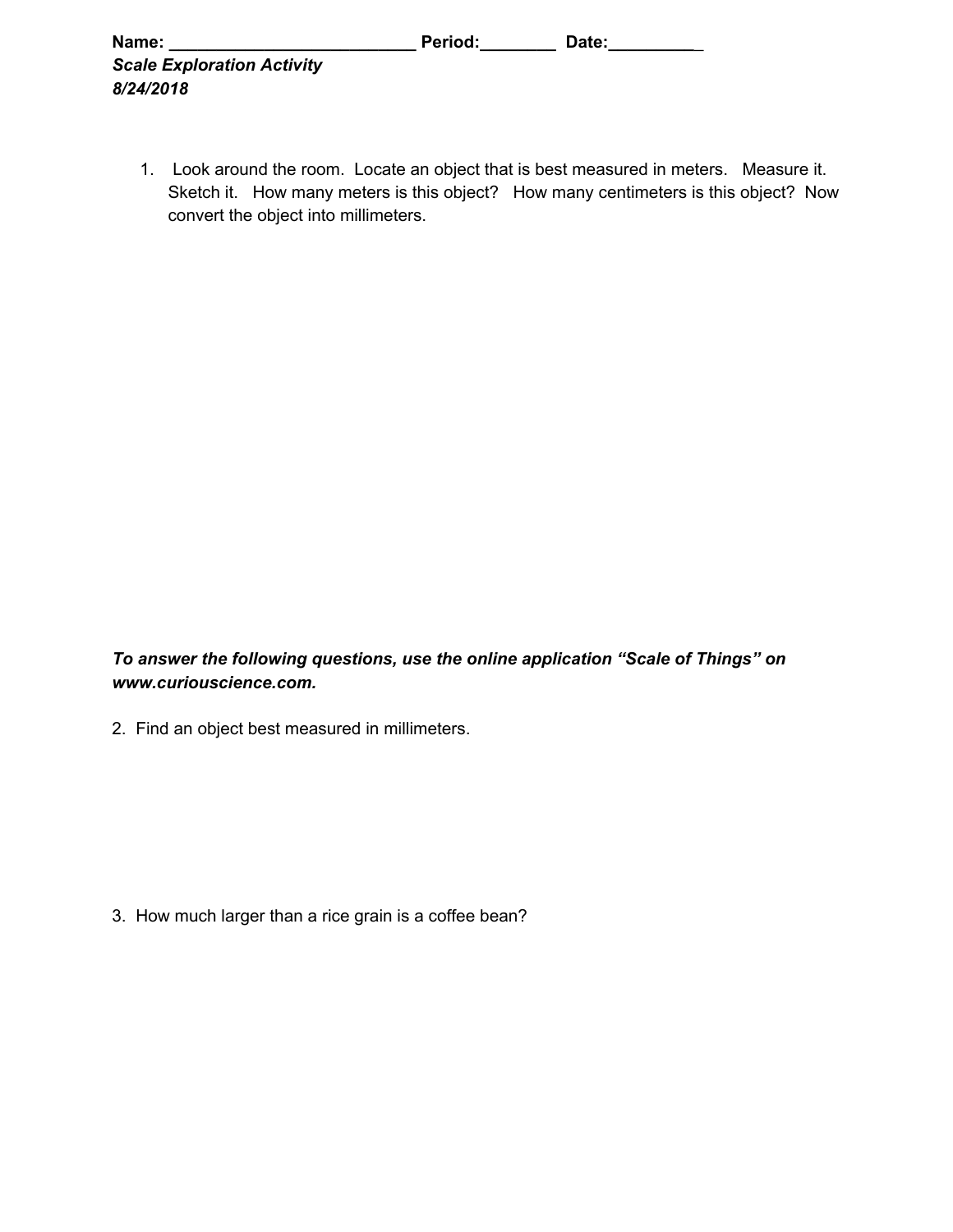**Name: \_\_\_\_\_\_\_\_\_\_\_\_\_\_\_\_\_\_\_\_\_\_\_\_\_\_ Period:\_\_\_\_\_\_\_\_ Date:\_\_\_\_\_\_\_\_\_\_**

***Scale Exploration Activity***

***8/24/2018***

1. Look around the room. Locate an object that is best measured in meters. Measure it. Sketch it. How many meters is this object? How many centimeters is this object? Now convert the object into millimeters.

***To answer the following questions, use the online application "Scale of Things" on www.curiouscience.com.***

2. Find an object best measured in millimeters.

3. How much larger than a rice grain is a coffee bean?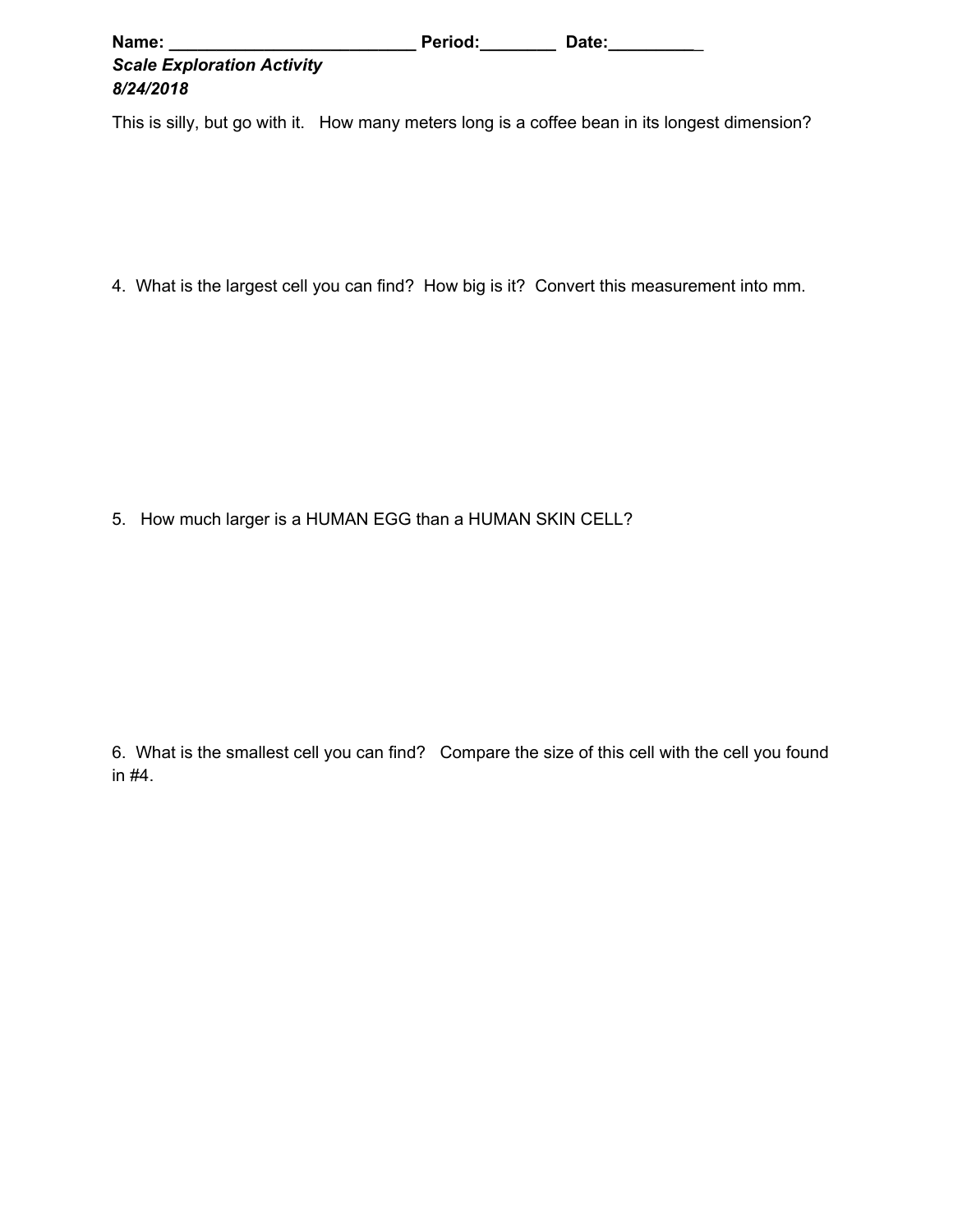**Name: \_\_\_\_\_\_\_\_\_\_\_\_\_\_\_\_\_\_\_\_\_\_\_\_\_\_ Period:\_\_\_\_\_\_\_\_ Date:\_\_\_\_\_\_\_\_\_\_**

***Scale Exploration Activity***

***8/24/2018***

This is silly, but go with it. How many meters long is a coffee bean in its longest dimension?

4. What is the largest cell you can find? How big is it? Convert this measurement into mm.

5. How much larger is a HUMAN EGG than a HUMAN SKIN CELL?

6. What is the smallest cell you can find? Compare the size of this cell with the cell you found in #4.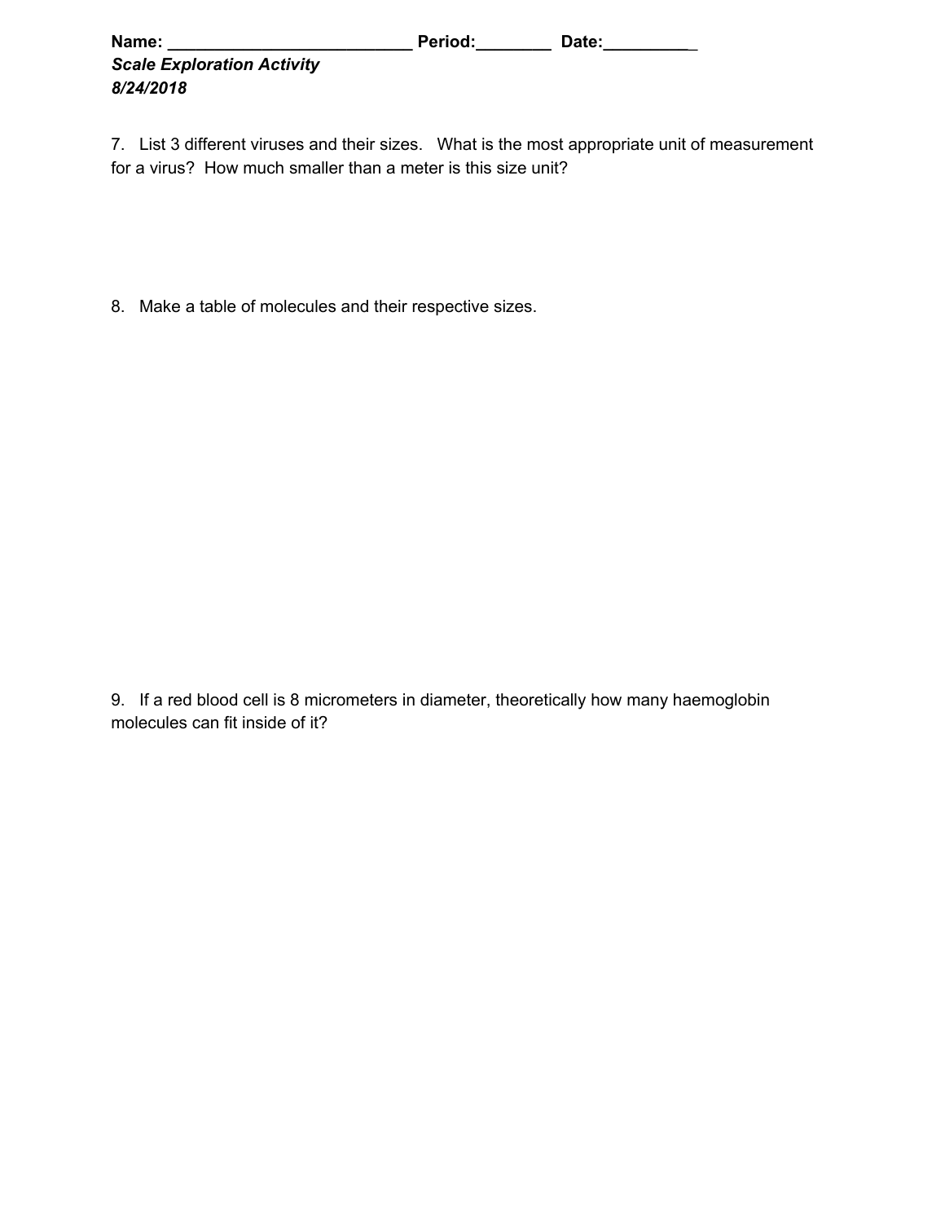**Name: \_\_\_\_\_\_\_\_\_\_\_\_\_\_\_\_\_\_\_\_\_\_\_\_\_\_ Period:\_\_\_\_\_\_\_\_ Date:\_\_\_\_\_\_\_\_\_\_**

***Scale Exploration Activity***

***8/24/2018***

7. List 3 different viruses and their sizes. What is the most appropriate unit of measurement for a virus? How much smaller than a meter is this size unit?

8. Make a table of molecules and their respective sizes.

9. If a red blood cell is 8 micrometers in diameter, theoretically how many haemoglobin molecules can fit inside of it?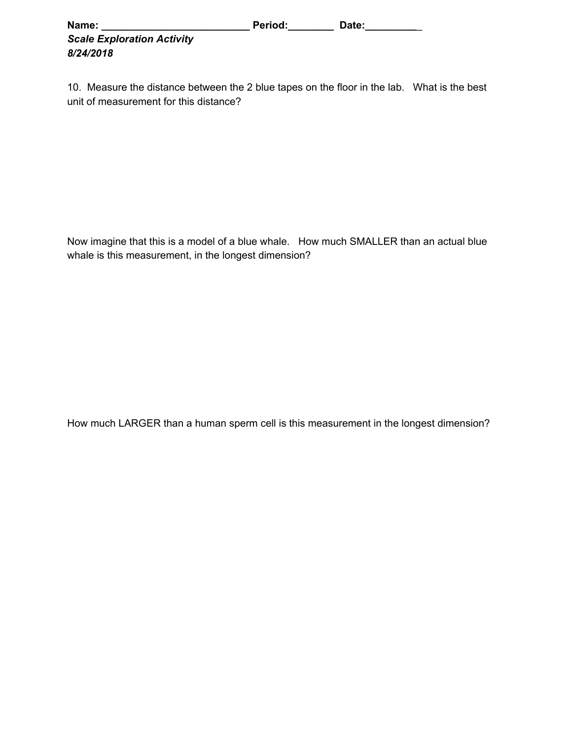**Name: __________________________ Period:________ Date:_________**

***Scale Exploration Activity***

***8/24/2018***

10. Measure the distance between the 2 blue tapes on the floor in the lab. What is the best unit of measurement for this distance?

Now imagine that this is a model of a blue whale. How much SMALLER than an actual blue whale is this measurement, in the longest dimension?

How much LARGER than a human sperm cell is this measurement in the longest dimension?